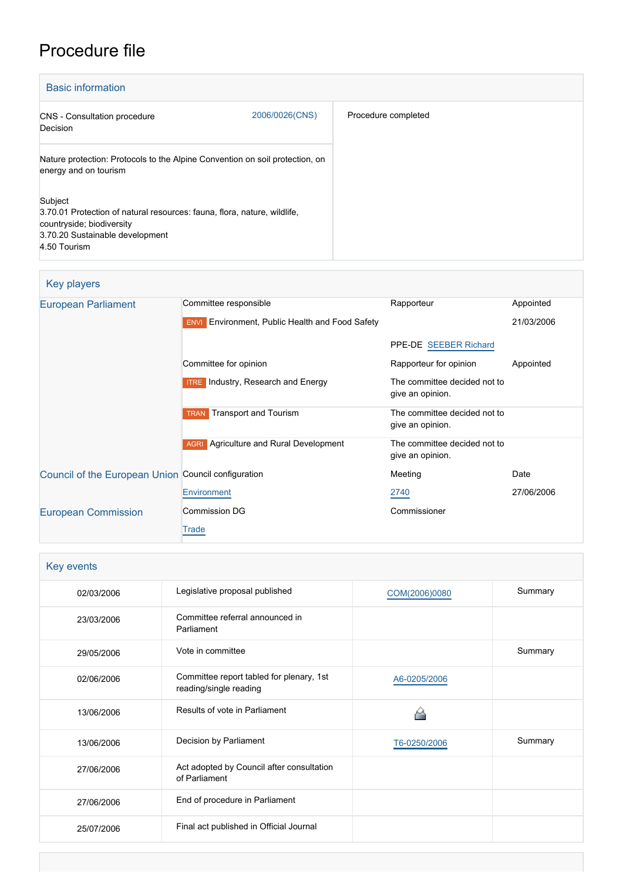# Procedure file

## Basic information

| | | |
|---|---|---|
| CNS - Consultation procedure<br>Decision | 2006/0026(CNS) | Procedure completed |
| Nature protection: Protocols to the Alpine Convention on soil protection, on energy and on tourism<br><br>Subject<br>3.70.01 Protection of natural resources: fauna, flora, nature, wildlife, countryside; biodiversity<br>3.70.20 Sustainable development<br>4.50 Tourism | | |

## Key players

| | | | |
|---|---|---|---|
| European Parliament | Committee responsible | Rapporteur | Appointed |
| | ENVI Environment, Public Health and Food Safety | | 21/03/2006 |
| | | PPE-DE SEEBER Richard | |
| | Committee for opinion | Rapporteur for opinion | Appointed |
| | ITRE Industry, Research and Energy | The committee decided not to give an opinion. | |
| | TRAN Transport and Tourism | The committee decided not to give an opinion. | |
| | AGRI Agriculture and Rural Development | The committee decided not to give an opinion. | |
| Council of the European Union | Council configuration | Meeting | Date |
| | Environment | 2740 | 27/06/2006 |
| European Commission | Commission DG | Commissioner | |
| | Trade | | |

## Key events

| | | | |
|---|---|---|---|
| 02/03/2006 | Legislative proposal published | COM(2006)0080 | Summary |
| 23/03/2006 | Committee referral announced in Parliament | | |
| 29/05/2006 | Vote in committee | | Summary |
| 02/06/2006 | Committee report tabled for plenary, 1st reading/single reading | A6-0205/2006 | |
| 13/06/2006 | Results of vote in Parliament | | |
| 13/06/2006 | Decision by Parliament | T6-0250/2006 | Summary |
| 27/06/2006 | Act adopted by Council after consultation of Parliament | | |
| 27/06/2006 | End of procedure in Parliament | | |
| 25/07/2006 | Final act published in Official Journal | | |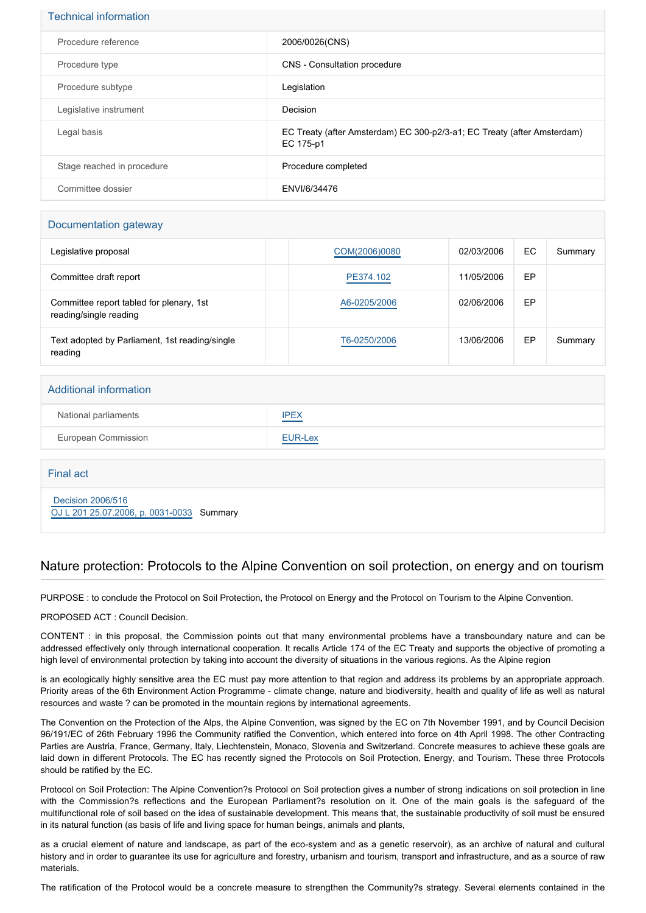## Technical information

| | |
|---|---|
| Procedure reference | 2006/0026(CNS) |
| Procedure type | CNS - Consultation procedure |
| Procedure subtype | Legislation |
| Legislative instrument | Decision |
| Legal basis | EC Treaty (after Amsterdam) EC 300-p2/3-a1; EC Treaty (after Amsterdam) EC 175-p1 |
| Stage reached in procedure | Procedure completed |
| Committee dossier | ENVI/6/34476 |

## Documentation gateway

| | | | | | |
|---|---|---|---|---|---|
| Legislative proposal | | COM(2006)0080 | 02/03/2006 | EC | Summary |
| Committee draft report | | PE374.102 | 11/05/2006 | EP | |
| Committee report tabled for plenary, 1st reading/single reading | | A6-0205/2006 | 02/06/2006 | EP | |
| Text adopted by Parliament, 1st reading/single reading | | T6-0250/2006 | 13/06/2006 | EP | Summary |

## Additional information

| | |
|---|---|
| National parliaments | IPEX |
| European Commission | EUR-Lex |

## Final act

Decision 2006/516
OJ L 201 25.07.2006, p. 0031-0033 Summary

## Nature protection: Protocols to the Alpine Convention on soil protection, on energy and on tourism

PURPOSE : to conclude the Protocol on Soil Protection, the Protocol on Energy and the Protocol on Tourism to the Alpine Convention.

PROPOSED ACT : Council Decision.

CONTENT : in this proposal, the Commission points out that many environmental problems have a transboundary nature and can be addressed effectively only through international cooperation. It recalls Article 174 of the EC Treaty and supports the objective of promoting a high level of environmental protection by taking into account the diversity of situations in the various regions. As the Alpine region

is an ecologically highly sensitive area the EC must pay more attention to that region and address its problems by an appropriate approach. Priority areas of the 6th Environment Action Programme - climate change, nature and biodiversity, health and quality of life as well as natural resources and waste ? can be promoted in the mountain regions by international agreements.

The Convention on the Protection of the Alps, the Alpine Convention, was signed by the EC on 7th November 1991, and by Council Decision 96/191/EC of 26th February 1996 the Community ratified the Convention, which entered into force on 4th April 1998. The other Contracting Parties are Austria, France, Germany, Italy, Liechtenstein, Monaco, Slovenia and Switzerland. Concrete measures to achieve these goals are laid down in different Protocols. The EC has recently signed the Protocols on Soil Protection, Energy, and Tourism. These three Protocols should be ratified by the EC.

Protocol on Soil Protection: The Alpine Convention?s Protocol on Soil protection gives a number of strong indications on soil protection in line with the Commission?s reflections and the European Parliament?s resolution on it. One of the main goals is the safeguard of the multifunctional role of soil based on the idea of sustainable development. This means that, the sustainable productivity of soil must be ensured in its natural function (as basis of life and living space for human beings, animals and plants,

as a crucial element of nature and landscape, as part of the eco-system and as a genetic reservoir), as an archive of natural and cultural history and in order to guarantee its use for agriculture and forestry, urbanism and tourism, transport and infrastructure, and as a source of raw materials.

The ratification of the Protocol would be a concrete measure to strengthen the Community?s strategy. Several elements contained in the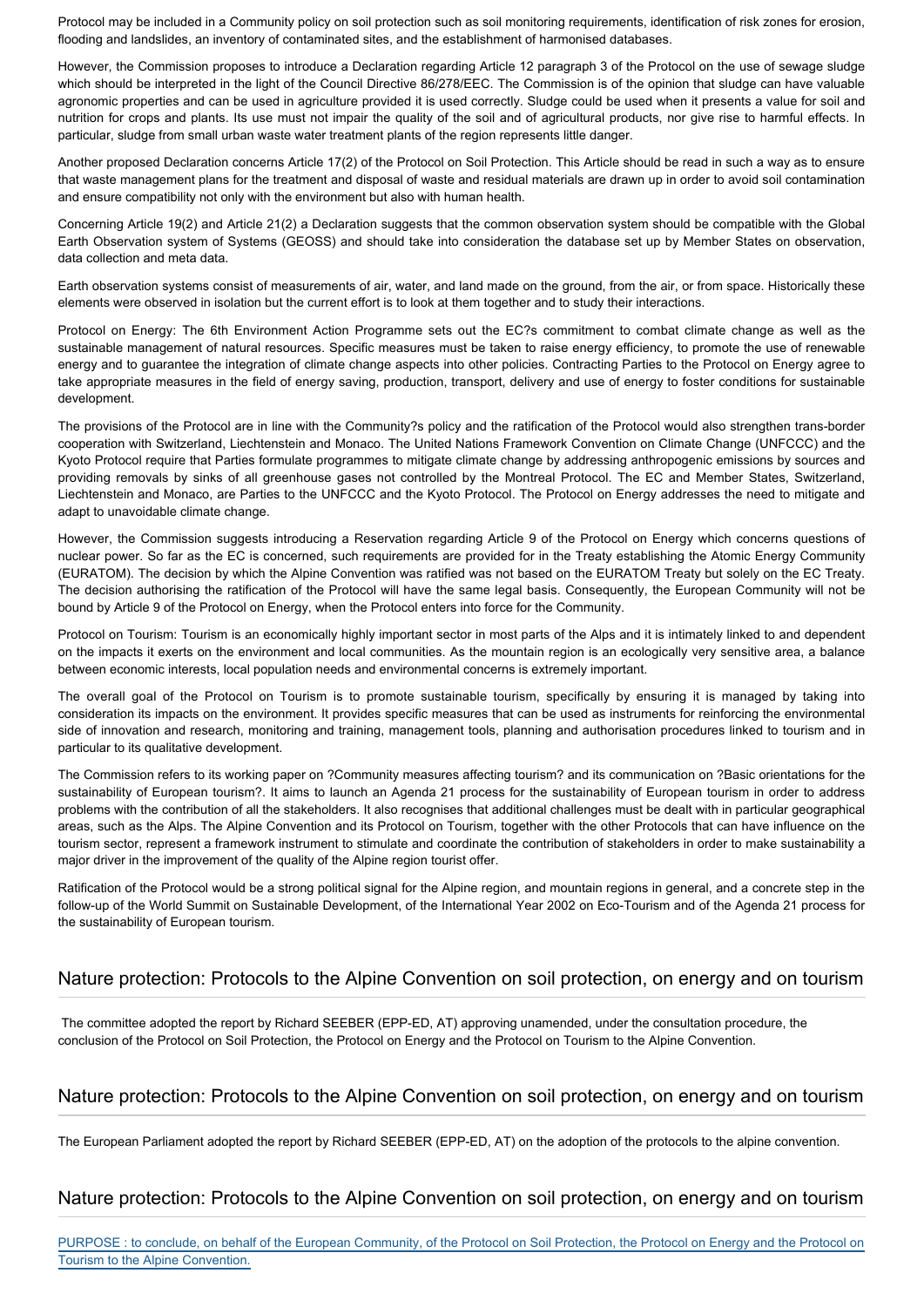Protocol may be included in a Community policy on soil protection such as soil monitoring requirements, identification of risk zones for erosion, flooding and landslides, an inventory of contaminated sites, and the establishment of harmonised databases.

However, the Commission proposes to introduce a Declaration regarding Article 12 paragraph 3 of the Protocol on the use of sewage sludge which should be interpreted in the light of the Council Directive 86/278/EEC. The Commission is of the opinion that sludge can have valuable agronomic properties and can be used in agriculture provided it is used correctly. Sludge could be used when it presents a value for soil and nutrition for crops and plants. Its use must not impair the quality of the soil and of agricultural products, nor give rise to harmful effects. In particular, sludge from small urban waste water treatment plants of the region represents little danger.

Another proposed Declaration concerns Article 17(2) of the Protocol on Soil Protection. This Article should be read in such a way as to ensure that waste management plans for the treatment and disposal of waste and residual materials are drawn up in order to avoid soil contamination and ensure compatibility not only with the environment but also with human health.

Concerning Article 19(2) and Article 21(2) a Declaration suggests that the common observation system should be compatible with the Global Earth Observation system of Systems (GEOSS) and should take into consideration the database set up by Member States on observation, data collection and meta data.

Earth observation systems consist of measurements of air, water, and land made on the ground, from the air, or from space. Historically these elements were observed in isolation but the current effort is to look at them together and to study their interactions.

Protocol on Energy: The 6th Environment Action Programme sets out the EC?s commitment to combat climate change as well as the sustainable management of natural resources. Specific measures must be taken to raise energy efficiency, to promote the use of renewable energy and to guarantee the integration of climate change aspects into other policies. Contracting Parties to the Protocol on Energy agree to take appropriate measures in the field of energy saving, production, transport, delivery and use of energy to foster conditions for sustainable development.

The provisions of the Protocol are in line with the Community?s policy and the ratification of the Protocol would also strengthen trans-border cooperation with Switzerland, Liechtenstein and Monaco. The United Nations Framework Convention on Climate Change (UNFCCC) and the Kyoto Protocol require that Parties formulate programmes to mitigate climate change by addressing anthropogenic emissions by sources and providing removals by sinks of all greenhouse gases not controlled by the Montreal Protocol. The EC and Member States, Switzerland, Liechtenstein and Monaco, are Parties to the UNFCCC and the Kyoto Protocol. The Protocol on Energy addresses the need to mitigate and adapt to unavoidable climate change.

However, the Commission suggests introducing a Reservation regarding Article 9 of the Protocol on Energy which concerns questions of nuclear power. So far as the EC is concerned, such requirements are provided for in the Treaty establishing the Atomic Energy Community (EURATOM). The decision by which the Alpine Convention was ratified was not based on the EURATOM Treaty but solely on the EC Treaty. The decision authorising the ratification of the Protocol will have the same legal basis. Consequently, the European Community will not be bound by Article 9 of the Protocol on Energy, when the Protocol enters into force for the Community.

Protocol on Tourism: Tourism is an economically highly important sector in most parts of the Alps and it is intimately linked to and dependent on the impacts it exerts on the environment and local communities. As the mountain region is an ecologically very sensitive area, a balance between economic interests, local population needs and environmental concerns is extremely important.

The overall goal of the Protocol on Tourism is to promote sustainable tourism, specifically by ensuring it is managed by taking into consideration its impacts on the environment. It provides specific measures that can be used as instruments for reinforcing the environmental side of innovation and research, monitoring and training, management tools, planning and authorisation procedures linked to tourism and in particular to its qualitative development.

The Commission refers to its working paper on ?Community measures affecting tourism? and its communication on ?Basic orientations for the sustainability of European tourism?. It aims to launch an Agenda 21 process for the sustainability of European tourism in order to address problems with the contribution of all the stakeholders. It also recognises that additional challenges must be dealt with in particular geographical areas, such as the Alps. The Alpine Convention and its Protocol on Tourism, together with the other Protocols that can have influence on the tourism sector, represent a framework instrument to stimulate and coordinate the contribution of stakeholders in order to make sustainability a major driver in the improvement of the quality of the Alpine region tourist offer.

Ratification of the Protocol would be a strong political signal for the Alpine region, and mountain regions in general, and a concrete step in the follow-up of the World Summit on Sustainable Development, of the International Year 2002 on Eco-Tourism and of the Agenda 21 process for the sustainability of European tourism.

## Nature protection: Protocols to the Alpine Convention on soil protection, on energy and on tourism

The committee adopted the report by Richard SEEBER (EPP-ED, AT) approving unamended, under the consultation procedure, the conclusion of the Protocol on Soil Protection, the Protocol on Energy and the Protocol on Tourism to the Alpine Convention.

## Nature protection: Protocols to the Alpine Convention on soil protection, on energy and on tourism

The European Parliament adopted the report by Richard SEEBER (EPP-ED, AT) on the adoption of the protocols to the alpine convention.

## Nature protection: Protocols to the Alpine Convention on soil protection, on energy and on tourism

PURPOSE : to conclude, on behalf of the European Community, of the Protocol on Soil Protection, the Protocol on Energy and the Protocol on Tourism to the Alpine Convention.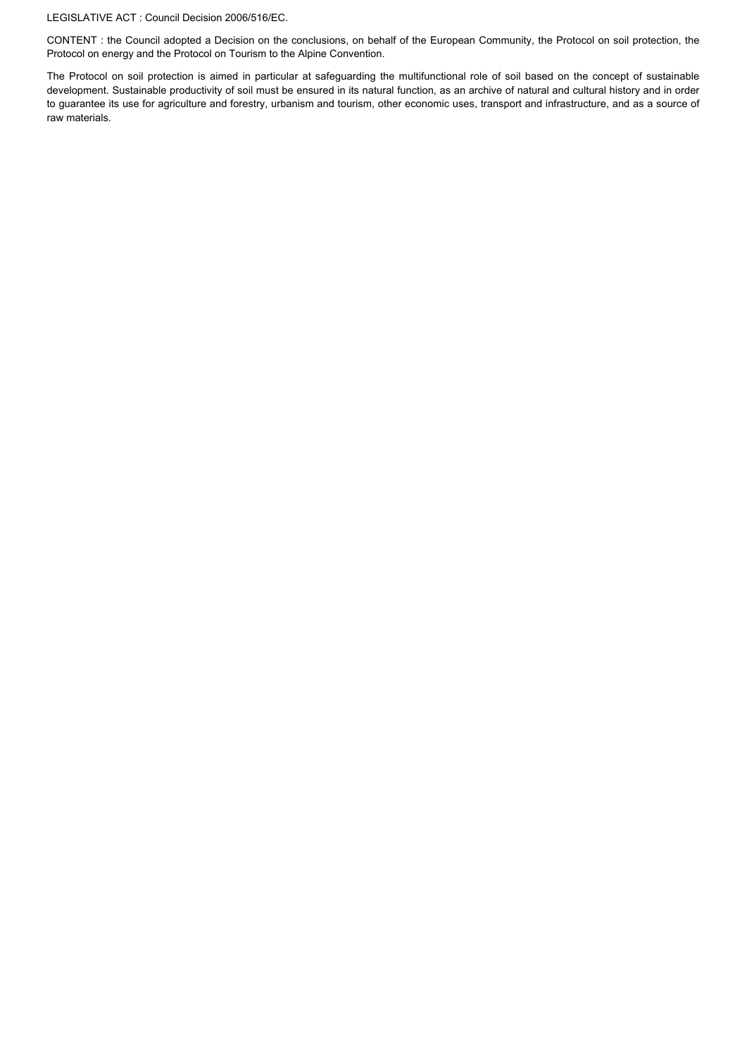LEGISLATIVE ACT : Council Decision 2006/516/EC.

CONTENT : the Council adopted a Decision on the conclusions, on behalf of the European Community, the Protocol on soil protection, the Protocol on energy and the Protocol on Tourism to the Alpine Convention.

The Protocol on soil protection is aimed in particular at safeguarding the multifunctional role of soil based on the concept of sustainable development. Sustainable productivity of soil must be ensured in its natural function, as an archive of natural and cultural history and in order to guarantee its use for agriculture and forestry, urbanism and tourism, other economic uses, transport and infrastructure, and as a source of raw materials.